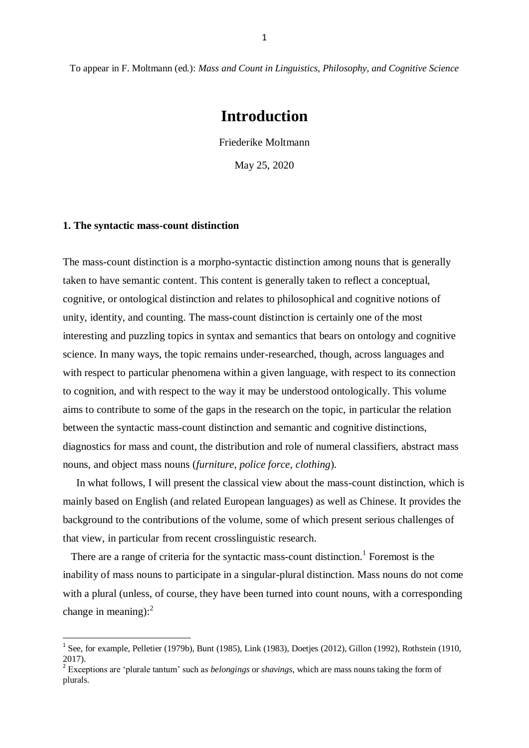To appear in F. Moltmann (ed.): *Mass and Count in Linguistics, Philosophy, and Cognitive Science*

# Introduction

Friederike Moltmann

May 25, 2020

### 1. The syntactic mass-count distinction

The mass-count distinction is a morpho-syntactic distinction among nouns that is generally taken to have semantic content. This content is generally taken to reflect a conceptual, cognitive, or ontological distinction and relates to philosophical and cognitive notions of unity, identity, and counting. The mass-count distinction is certainly one of the most interesting and puzzling topics in syntax and semantics that bears on ontology and cognitive science. In many ways, the topic remains under-researched, though, across languages and with respect to particular phenomena within a given language, with respect to its connection to cognition, and with respect to the way it may be understood ontologically. This volume aims to contribute to some of the gaps in the research on the topic, in particular the relation between the syntactic mass-count distinction and semantic and cognitive distinctions, diagnostics for mass and count, the distribution and role of numeral classifiers, abstract mass nouns, and object mass nouns (*furniture, police force, clothing*).

In what follows, I will present the classical view about the mass-count distinction, which is mainly based on English (and related European languages) as well as Chinese. It provides the background to the contributions of the volume, some of which present serious challenges of that view, in particular from recent crosslinguistic research.

There are a range of criteria for the syntactic mass-count distinction.[1] Foremost is the inability of mass nouns to participate in a singular-plural distinction. Mass nouns do not come with a plural (unless, of course, they have been turned into count nouns, with a corresponding change in meaning):[2]

---

[1] See, for example, Pelletier (1979b), Bunt (1985), Link (1983), Doetjes (2012), Gillon (1992), Rothstein (1910, 2017).

[2] Exceptions are 'plurale tantum' such as *belongings* or *shavings,* which are mass nouns taking the form of plurals.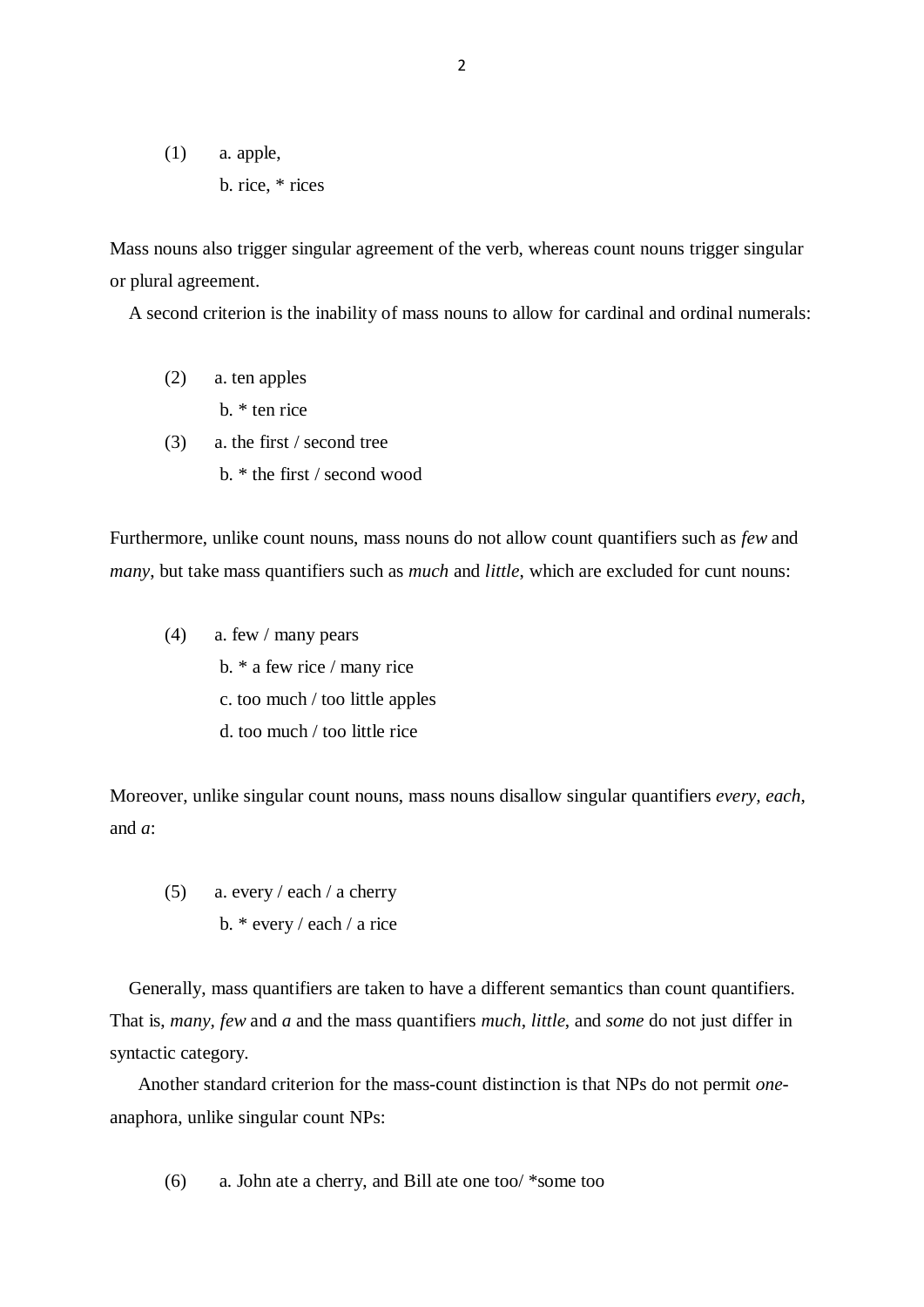(1) a. apple,

b. rice, * rices

Mass nouns also trigger singular agreement of the verb, whereas count nouns trigger singular or plural agreement.

A second criterion is the inability of mass nouns to allow for cardinal and ordinal numerals:

(2) a. ten apples

b. * ten rice

(3) a. the first / second tree

b. * the first / second wood

Furthermore, unlike count nouns, mass nouns do not allow count quantifiers such as *few* and *many*, but take mass quantifiers such as *much* and *little*, which are excluded for cunt nouns:

(4) a. few / many pears

b. * a few rice / many rice

c. too much / too little apples

d. too much / too little rice

Moreover, unlike singular count nouns, mass nouns disallow singular quantifiers *every*, *each*, and *a*:

(5) a. every / each / a cherry

b. * every / each / a rice

Generally, mass quantifiers are taken to have a different semantics than count quantifiers. That is, *many, few* and *a* and the mass quantifiers *much*, *little*, and *some* do not just differ in syntactic category.

Another standard criterion for the mass-count distinction is that NPs do not permit *one*-anaphora, unlike singular count NPs:

(6) a. John ate a cherry, and Bill ate one too/ *some too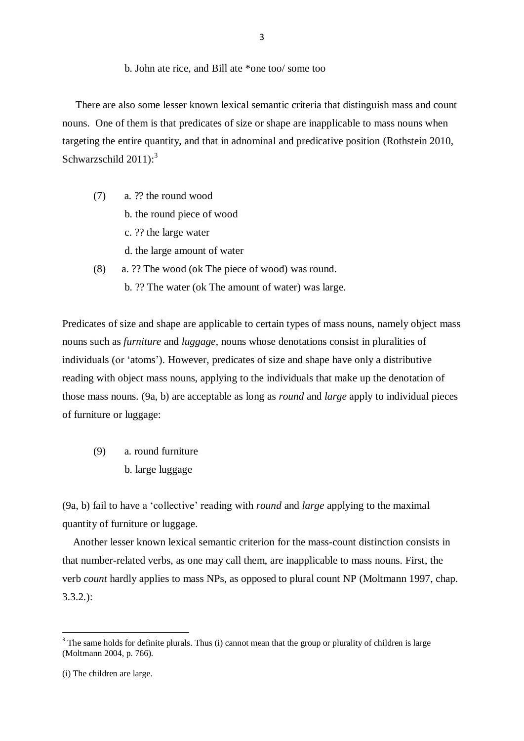b. John ate rice, and Bill ate *one too/ some too

There are also some lesser known lexical semantic criteria that distinguish mass and count nouns. One of them is that predicates of size or shape are inapplicable to mass nouns when targeting the entire quantity, and that in adnominal and predicative position (Rothstein 2010, Schwarzschild 2011):[3]

(7) a. ?? the round wood

b. the round piece of wood

c. ?? the large water

d. the large amount of water

(8) a. ?? The wood (ok The piece of wood) was round.

b. ?? The water (ok The amount of water) was large.

Predicates of size and shape are applicable to certain types of mass nouns, namely object mass nouns such as *furniture* and *luggage*, nouns whose denotations consist in pluralities of individuals (or 'atoms'). However, predicates of size and shape have only a distributive reading with object mass nouns, applying to the individuals that make up the denotation of those mass nouns. (9a, b) are acceptable as long as *round* and *large* apply to individual pieces of furniture or luggage:

(9) a. round furniture

b. large luggage

(9a, b) fail to have a 'collective' reading with *round* and *large* applying to the maximal quantity of furniture or luggage.

Another lesser known lexical semantic criterion for the mass-count distinction consists in that number-related verbs, as one may call them, are inapplicable to mass nouns. First, the verb *count* hardly applies to mass NPs, as opposed to plural count NP (Moltmann 1997, chap. 3.3.2.):

---

[3] The same holds for definite plurals. Thus (i) cannot mean that the group or plurality of children is large (Moltmann 2004, p. 766).

(i) The children are large.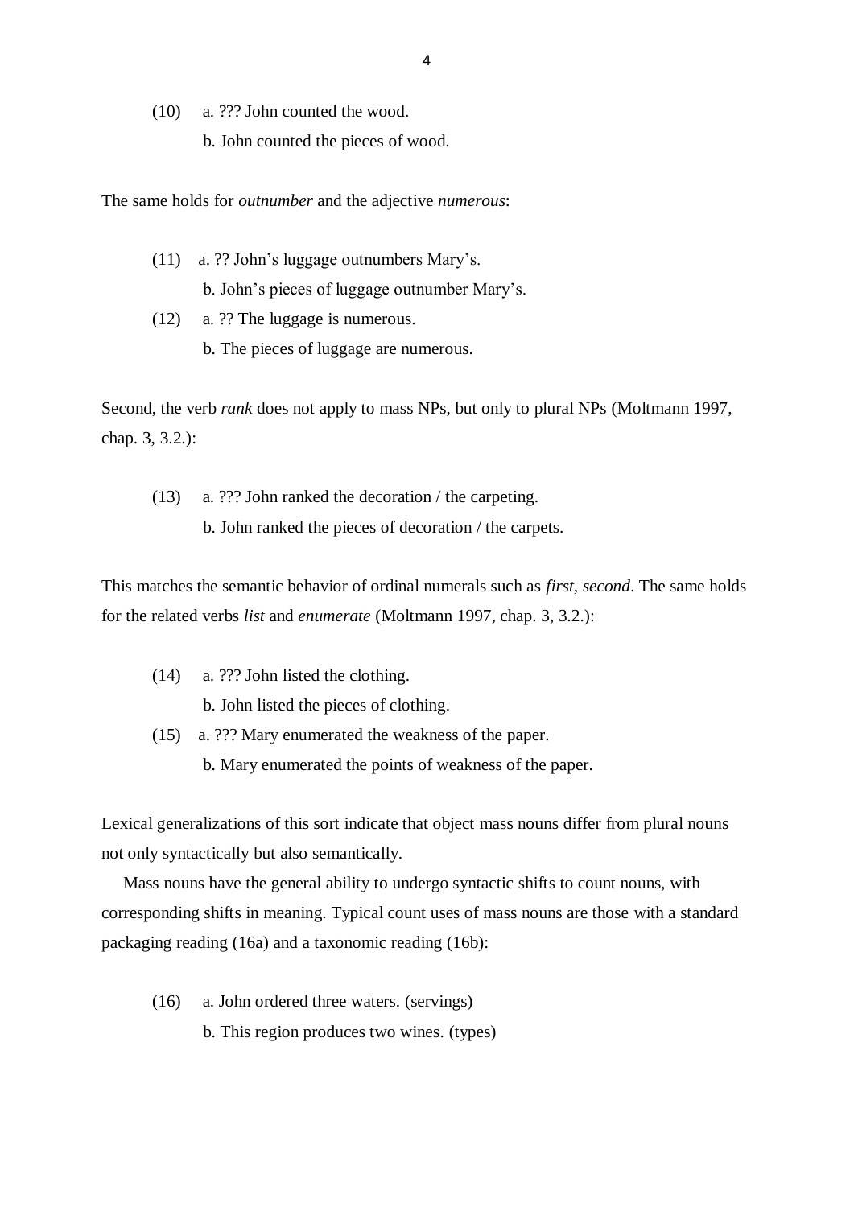(10) a. ??? John counted the wood.

b. John counted the pieces of wood.

The same holds for *outnumber* and the adjective *numerous*:

(11) a. ?? John's luggage outnumbers Mary's.

b. John's pieces of luggage outnumber Mary's.

(12) a. ?? The luggage is numerous.

b. The pieces of luggage are numerous.

Second, the verb *rank* does not apply to mass NPs, but only to plural NPs (Moltmann 1997, chap. 3, 3.2.):

(13) a. ??? John ranked the decoration / the carpeting.

b. John ranked the pieces of decoration / the carpets.

This matches the semantic behavior of ordinal numerals such as *first, second*. The same holds for the related verbs *list* and *enumerate* (Moltmann 1997, chap. 3, 3.2.):

(14) a. ??? John listed the clothing.

b. John listed the pieces of clothing.

(15) a. ??? Mary enumerated the weakness of the paper.

b. Mary enumerated the points of weakness of the paper.

Lexical generalizations of this sort indicate that object mass nouns differ from plural nouns not only syntactically but also semantically.

Mass nouns have the general ability to undergo syntactic shifts to count nouns, with corresponding shifts in meaning. Typical count uses of mass nouns are those with a standard packaging reading (16a) and a taxonomic reading (16b):

(16) a. John ordered three waters. (servings)

b. This region produces two wines. (types)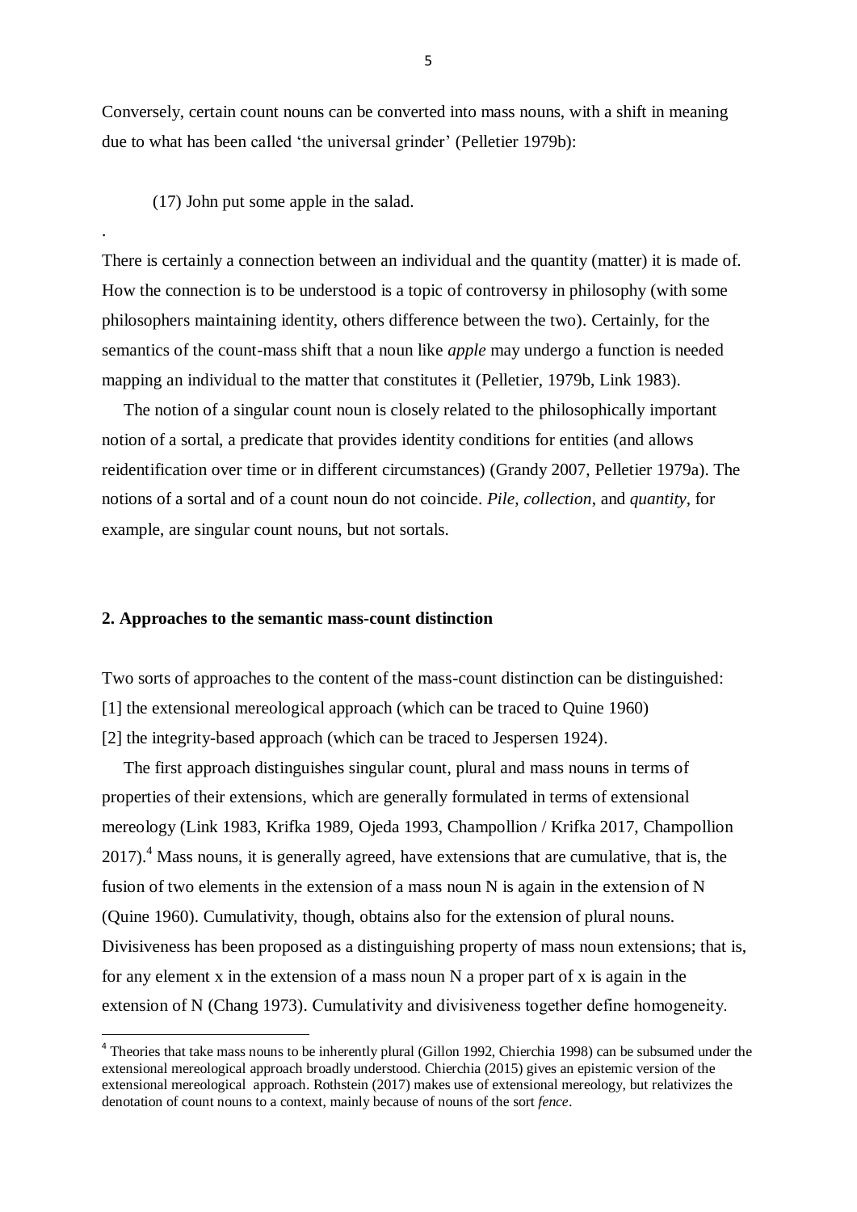Conversely, certain count nouns can be converted into mass nouns, with a shift in meaning due to what has been called 'the universal grinder' (Pelletier 1979b):

(17) John put some apple in the salad.

.

There is certainly a connection between an individual and the quantity (matter) it is made of. How the connection is to be understood is a topic of controversy in philosophy (with some philosophers maintaining identity, others difference between the two). Certainly, for the semantics of the count-mass shift that a noun like *apple* may undergo a function is needed mapping an individual to the matter that constitutes it (Pelletier, 1979b, Link 1983).

The notion of a singular count noun is closely related to the philosophically important notion of a sortal, a predicate that provides identity conditions for entities (and allows reidentification over time or in different circumstances) (Grandy 2007, Pelletier 1979a). The notions of a sortal and of a count noun do not coincide. *Pile, collection*, and *quantity*, for example, are singular count nouns, but not sortals.

## 2. Approaches to the semantic mass-count distinction

Two sorts of approaches to the content of the mass-count distinction can be distinguished:
[1] the extensional mereological approach (which can be traced to Quine 1960)
[2] the integrity-based approach (which can be traced to Jespersen 1924).

The first approach distinguishes singular count, plural and mass nouns in terms of properties of their extensions, which are generally formulated in terms of extensional mereology (Link 1983, Krifka 1989, Ojeda 1993, Champollion / Krifka 2017, Champollion 2017).[4] Mass nouns, it is generally agreed, have extensions that are cumulative, that is, the fusion of two elements in the extension of a mass noun N is again in the extension of N (Quine 1960). Cumulativity, though, obtains also for the extension of plural nouns. Divisiveness has been proposed as a distinguishing property of mass noun extensions; that is, for any element x in the extension of a mass noun N a proper part of x is again in the extension of N (Chang 1973). Cumulativity and divisiveness together define homogeneity.

---

[4] Theories that take mass nouns to be inherently plural (Gillon 1992, Chierchia 1998) can be subsumed under the extensional mereological approach broadly understood. Chierchia (2015) gives an epistemic version of the extensional mereological approach. Rothstein (2017) makes use of extensional mereology, but relativizes the denotation of count nouns to a context, mainly because of nouns of the sort *fence*.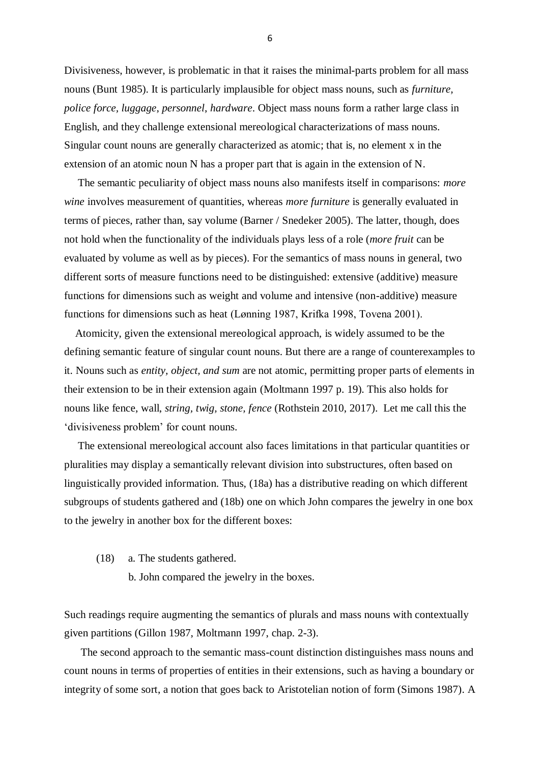Divisiveness, however, is problematic in that it raises the minimal-parts problem for all mass nouns (Bunt 1985). It is particularly implausible for object mass nouns, such as *furniture, police force*, *luggage*, *personnel*, *hardware*. Object mass nouns form a rather large class in English, and they challenge extensional mereological characterizations of mass nouns. Singular count nouns are generally characterized as atomic; that is, no element x in the extension of an atomic noun N has a proper part that is again in the extension of N.

The semantic peculiarity of object mass nouns also manifests itself in comparisons: *more wine* involves measurement of quantities, whereas *more furniture* is generally evaluated in terms of pieces, rather than, say volume (Barner / Snedeker 2005). The latter, though, does not hold when the functionality of the individuals plays less of a role (*more fruit* can be evaluated by volume as well as by pieces). For the semantics of mass nouns in general, two different sorts of measure functions need to be distinguished: extensive (additive) measure functions for dimensions such as weight and volume and intensive (non-additive) measure functions for dimensions such as heat (Lønning 1987, Krifka 1998, Tovena 2001).

Atomicity, given the extensional mereological approach, is widely assumed to be the defining semantic feature of singular count nouns. But there are a range of counterexamples to it. Nouns such as *entity, object, and sum* are not atomic, permitting proper parts of elements in their extension to be in their extension again (Moltmann 1997 p. 19). This also holds for nouns like fence, wall, *string, twig, stone, fence* (Rothstein 2010, 2017). Let me call this the 'divisiveness problem' for count nouns.

The extensional mereological account also faces limitations in that particular quantities or pluralities may display a semantically relevant division into substructures, often based on linguistically provided information. Thus, (18a) has a distributive reading on which different subgroups of students gathered and (18b) one on which John compares the jewelry in one box to the jewelry in another box for the different boxes:

(18) a. The students gathered.

b. John compared the jewelry in the boxes.

Such readings require augmenting the semantics of plurals and mass nouns with contextually given partitions (Gillon 1987, Moltmann 1997, chap. 2-3).

The second approach to the semantic mass-count distinction distinguishes mass nouns and count nouns in terms of properties of entities in their extensions, such as having a boundary or integrity of some sort, a notion that goes back to Aristotelian notion of form (Simons 1987). A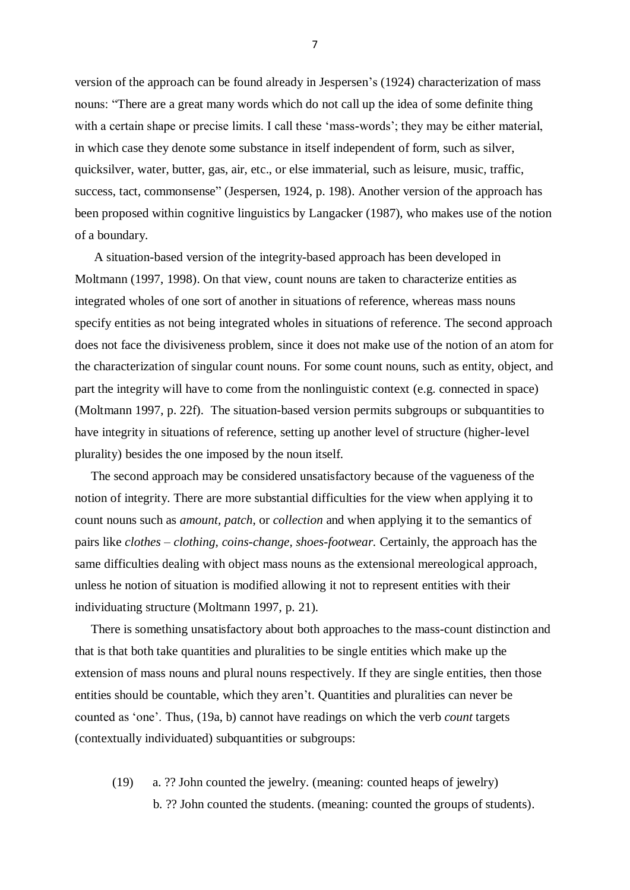version of the approach can be found already in Jespersen's (1924) characterization of mass nouns: "There are a great many words which do not call up the idea of some definite thing with a certain shape or precise limits. I call these 'mass-words'; they may be either material, in which case they denote some substance in itself independent of form, such as silver, quicksilver, water, butter, gas, air, etc., or else immaterial, such as leisure, music, traffic, success, tact, commonsense" (Jespersen, 1924, p. 198). Another version of the approach has been proposed within cognitive linguistics by Langacker (1987), who makes use of the notion of a boundary.

A situation-based version of the integrity-based approach has been developed in Moltmann (1997, 1998). On that view, count nouns are taken to characterize entities as integrated wholes of one sort of another in situations of reference, whereas mass nouns specify entities as not being integrated wholes in situations of reference. The second approach does not face the divisiveness problem, since it does not make use of the notion of an atom for the characterization of singular count nouns. For some count nouns, such as entity, object, and part the integrity will have to come from the nonlinguistic context (e.g. connected in space) (Moltmann 1997, p. 22f). The situation-based version permits subgroups or subquantities to have integrity in situations of reference, setting up another level of structure (higher-level plurality) besides the one imposed by the noun itself.

The second approach may be considered unsatisfactory because of the vagueness of the notion of integrity. There are more substantial difficulties for the view when applying it to count nouns such as *amount*, *patch*, or *collection* and when applying it to the semantics of pairs like *clothes – clothing, coins-change, shoes-footwear.* Certainly, the approach has the same difficulties dealing with object mass nouns as the extensional mereological approach, unless he notion of situation is modified allowing it not to represent entities with their individuating structure (Moltmann 1997, p. 21).

There is something unsatisfactory about both approaches to the mass-count distinction and that is that both take quantities and pluralities to be single entities which make up the extension of mass nouns and plural nouns respectively. If they are single entities, then those entities should be countable, which they aren't. Quantities and pluralities can never be counted as 'one'. Thus, (19a, b) cannot have readings on which the verb *count* targets (contextually individuated) subquantities or subgroups:

(19) a. ?? John counted the jewelry. (meaning: counted heaps of jewelry)
b. ?? John counted the students. (meaning: counted the groups of students).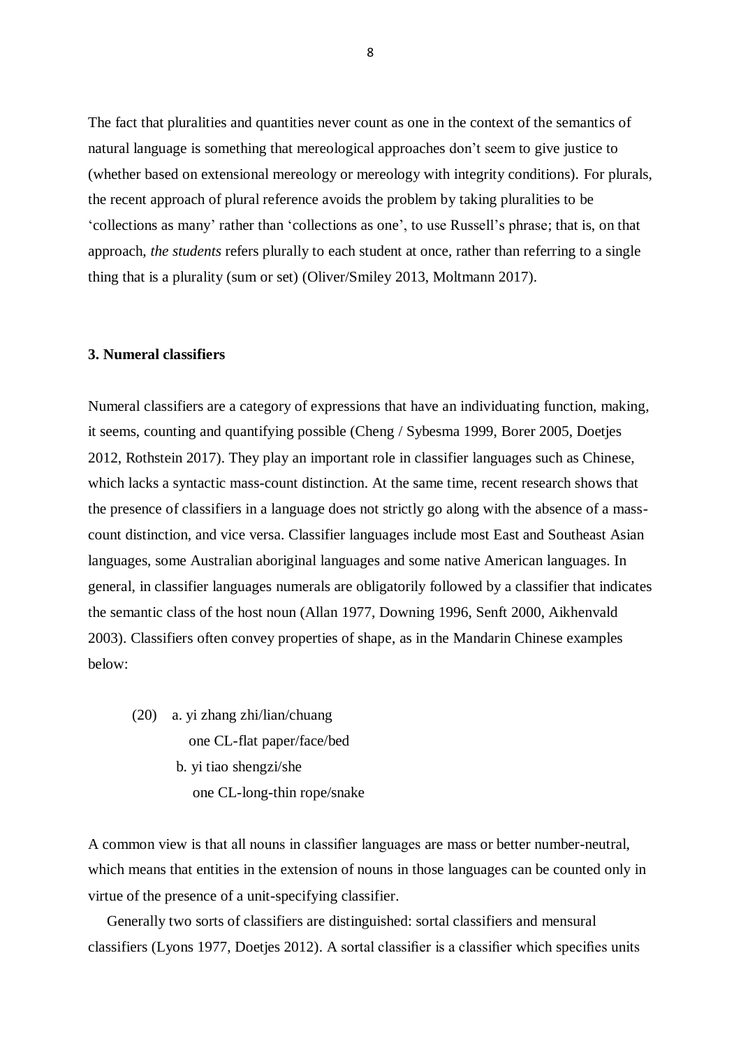The fact that pluralities and quantities never count as one in the context of the semantics of natural language is something that mereological approaches don't seem to give justice to (whether based on extensional mereology or mereology with integrity conditions). For plurals, the recent approach of plural reference avoids the problem by taking pluralities to be 'collections as many' rather than 'collections as one', to use Russell's phrase; that is, on that approach, *the students* refers plurally to each student at once, rather than referring to a single thing that is a plurality (sum or set) (Oliver/Smiley 2013, Moltmann 2017).

**3. Numeral classifiers**

Numeral classifiers are a category of expressions that have an individuating function, making, it seems, counting and quantifying possible (Cheng / Sybesma 1999, Borer 2005, Doetjes 2012, Rothstein 2017). They play an important role in classifier languages such as Chinese, which lacks a syntactic mass-count distinction. At the same time, recent research shows that the presence of classifiers in a language does not strictly go along with the absence of a mass-count distinction, and vice versa. Classifier languages include most East and Southeast Asian languages, some Australian aboriginal languages and some native American languages. In general, in classifier languages numerals are obligatorily followed by a classifier that indicates the semantic class of the host noun (Allan 1977, Downing 1996, Senft 2000, Aikhenvald 2003). Classifiers often convey properties of shape, as in the Mandarin Chinese examples below:

(20) a. yi zhang zhi/lian/chuang
   one CL-flat paper/face/bed
  b. yi tiao shengzi/she
   one CL-long-thin rope/snake

A common view is that all nouns in classifier languages are mass or better number-neutral, which means that entities in the extension of nouns in those languages can be counted only in virtue of the presence of a unit-specifying classifier.

Generally two sorts of classifiers are distinguished: sortal classifiers and mensural classifiers (Lyons 1977, Doetjes 2012). A sortal classifier is a classifier which specifies units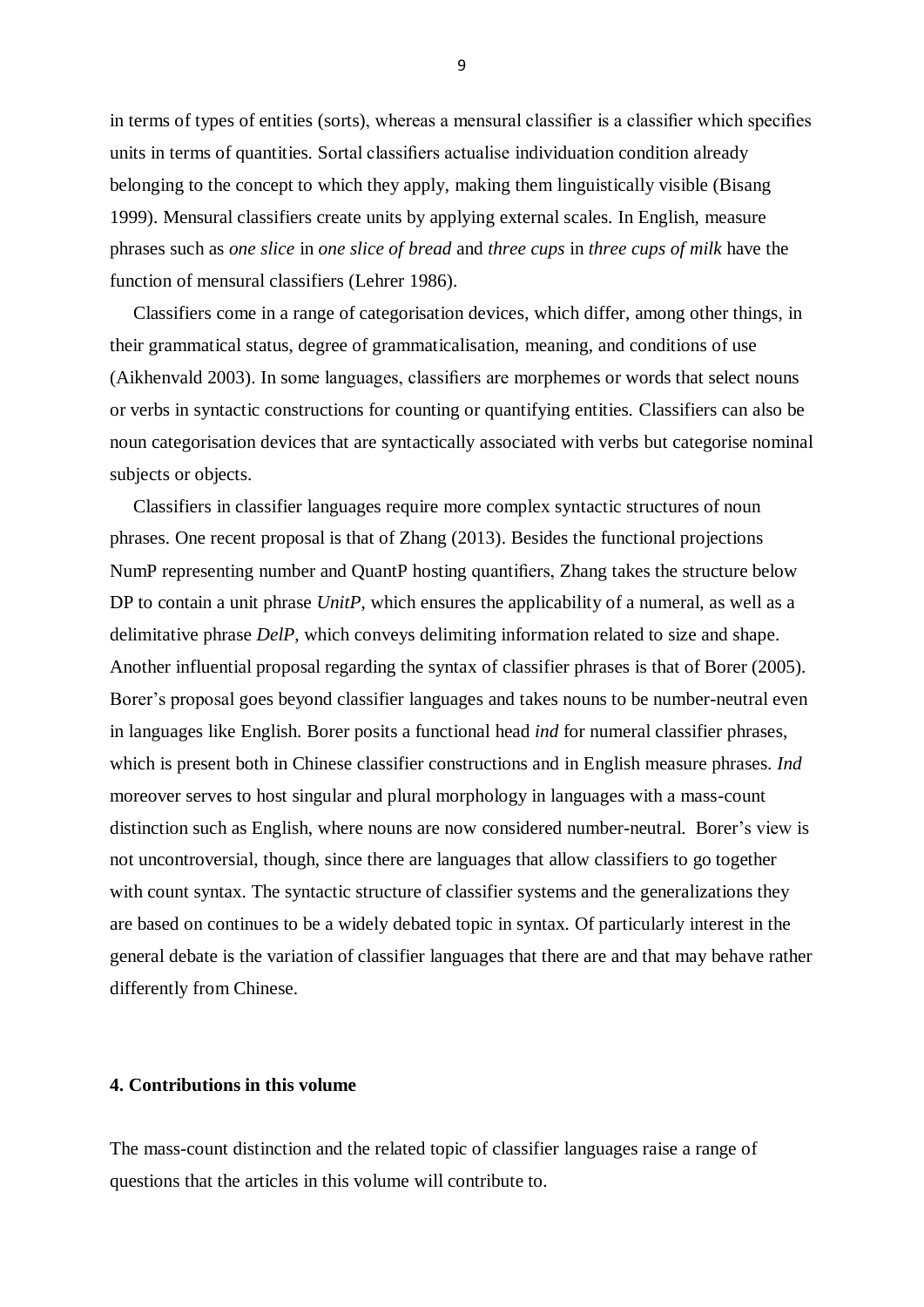in terms of types of entities (sorts), whereas a mensural classifier is a classifier which specifies units in terms of quantities. Sortal classifiers actualise individuation condition already belonging to the concept to which they apply, making them linguistically visible (Bisang 1999). Mensural classifiers create units by applying external scales. In English, measure phrases such as *one slice* in *one slice of bread* and *three cups* in *three cups of milk* have the function of mensural classifiers (Lehrer 1986).

Classifiers come in a range of categorisation devices, which differ, among other things, in their grammatical status, degree of grammaticalisation, meaning, and conditions of use (Aikhenvald 2003). In some languages, classifiers are morphemes or words that select nouns or verbs in syntactic constructions for counting or quantifying entities. Classifiers can also be noun categorisation devices that are syntactically associated with verbs but categorise nominal subjects or objects.

Classifiers in classifier languages require more complex syntactic structures of noun phrases. One recent proposal is that of Zhang (2013). Besides the functional projections NumP representing number and QuantP hosting quantifiers, Zhang takes the structure below DP to contain a unit phrase *UnitP*, which ensures the applicability of a numeral, as well as a delimitative phrase *DelP*, which conveys delimiting information related to size and shape. Another influential proposal regarding the syntax of classifier phrases is that of Borer (2005). Borer's proposal goes beyond classifier languages and takes nouns to be number-neutral even in languages like English. Borer posits a functional head *ind* for numeral classifier phrases, which is present both in Chinese classifier constructions and in English measure phrases. *Ind* moreover serves to host singular and plural morphology in languages with a mass-count distinction such as English, where nouns are now considered number-neutral. Borer's view is not uncontroversial, though, since there are languages that allow classifiers to go together with count syntax. The syntactic structure of classifier systems and the generalizations they are based on continues to be a widely debated topic in syntax. Of particularly interest in the general debate is the variation of classifier languages that there are and that may behave rather differently from Chinese.

## 4. Contributions in this volume

The mass-count distinction and the related topic of classifier languages raise a range of questions that the articles in this volume will contribute to.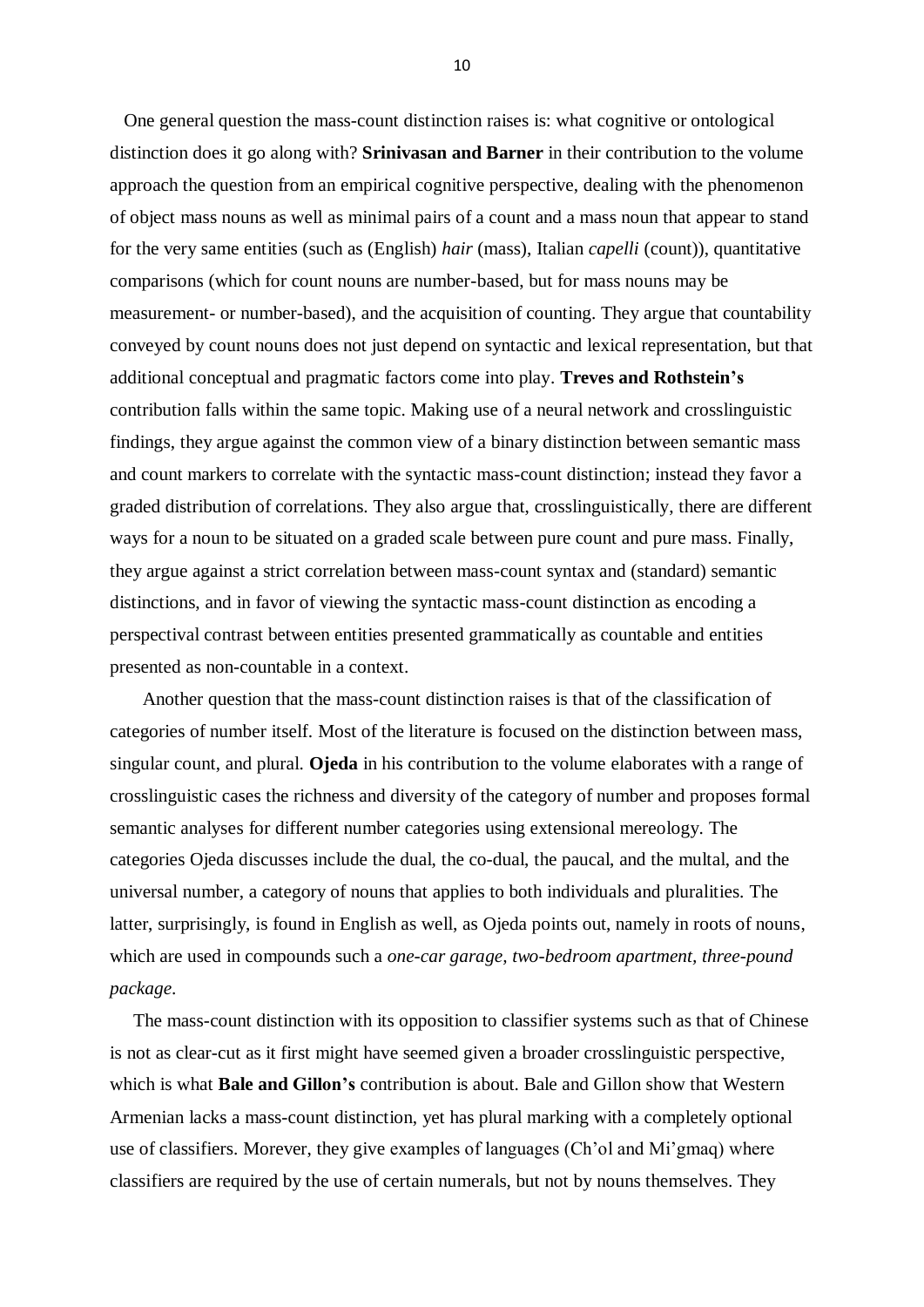One general question the mass-count distinction raises is: what cognitive or ontological distinction does it go along with? **Srinivasan and Barner** in their contribution to the volume approach the question from an empirical cognitive perspective, dealing with the phenomenon of object mass nouns as well as minimal pairs of a count and a mass noun that appear to stand for the very same entities (such as (English) *hair* (mass), Italian *capelli* (count)), quantitative comparisons (which for count nouns are number-based, but for mass nouns may be measurement- or number-based), and the acquisition of counting. They argue that countability conveyed by count nouns does not just depend on syntactic and lexical representation, but that additional conceptual and pragmatic factors come into play. **Treves and Rothstein's** contribution falls within the same topic. Making use of a neural network and crosslinguistic findings, they argue against the common view of a binary distinction between semantic mass and count markers to correlate with the syntactic mass-count distinction; instead they favor a graded distribution of correlations. They also argue that, crosslinguistically, there are different ways for a noun to be situated on a graded scale between pure count and pure mass. Finally, they argue against a strict correlation between mass-count syntax and (standard) semantic distinctions, and in favor of viewing the syntactic mass-count distinction as encoding a perspectival contrast between entities presented grammatically as countable and entities presented as non-countable in a context.

Another question that the mass-count distinction raises is that of the classification of categories of number itself. Most of the literature is focused on the distinction between mass, singular count, and plural. **Ojeda** in his contribution to the volume elaborates with a range of crosslinguistic cases the richness and diversity of the category of number and proposes formal semantic analyses for different number categories using extensional mereology. The categories Ojeda discusses include the dual, the co-dual, the paucal, and the multal, and the universal number, a category of nouns that applies to both individuals and pluralities. The latter, surprisingly, is found in English as well, as Ojeda points out, namely in roots of nouns, which are used in compounds such a *one-car garage, two-bedroom apartment, three-pound package.*

The mass-count distinction with its opposition to classifier systems such as that of Chinese is not as clear-cut as it first might have seemed given a broader crosslinguistic perspective, which is what **Bale and Gillon's** contribution is about. Bale and Gillon show that Western Armenian lacks a mass-count distinction, yet has plural marking with a completely optional use of classifiers. Morever, they give examples of languages (Ch'ol and Mi'gmaq) where classifiers are required by the use of certain numerals, but not by nouns themselves. They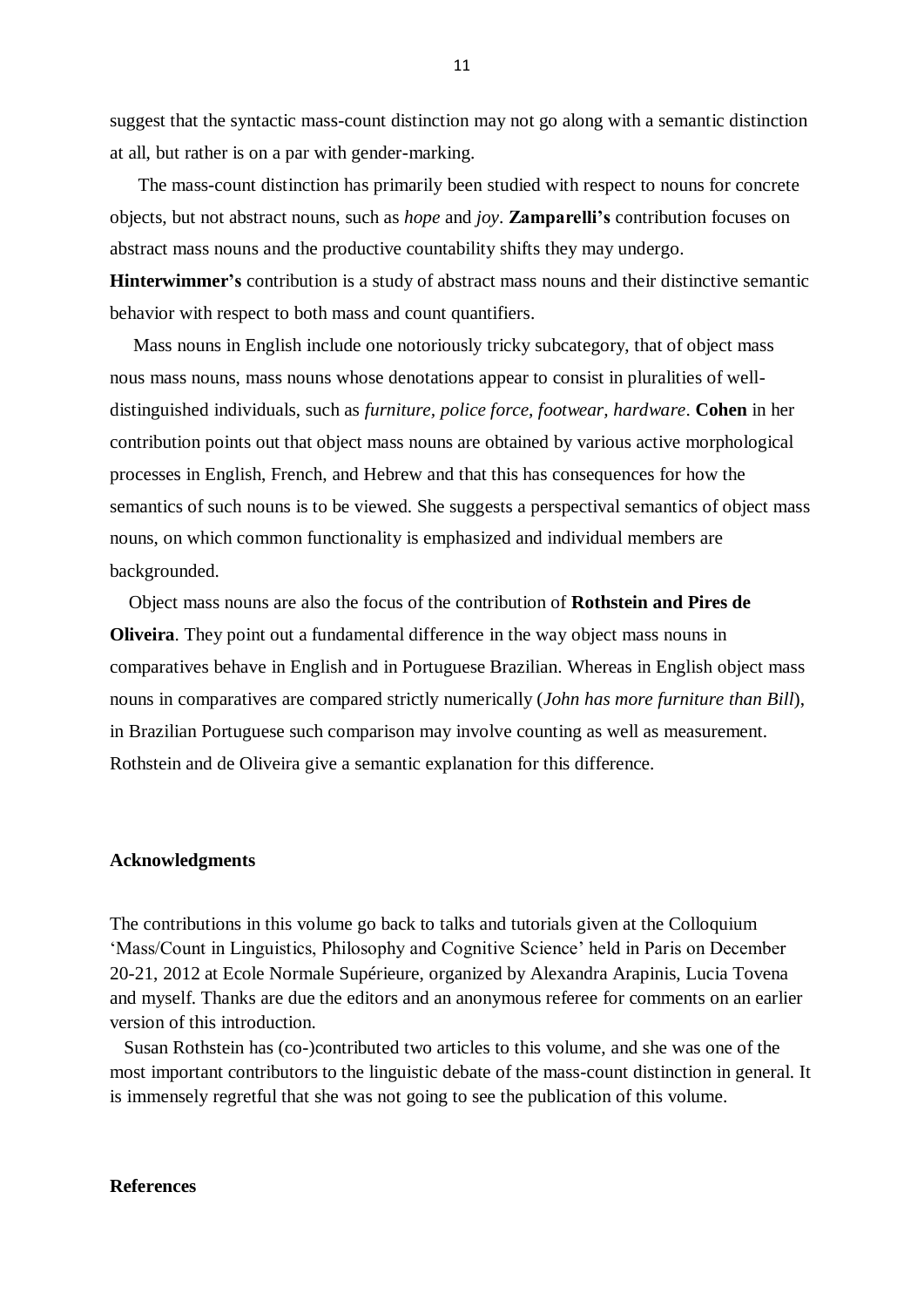suggest that the syntactic mass-count distinction may not go along with a semantic distinction at all, but rather is on a par with gender-marking.

The mass-count distinction has primarily been studied with respect to nouns for concrete objects, but not abstract nouns, such as *hope* and *joy*. **Zamparelli's** contribution focuses on abstract mass nouns and the productive countability shifts they may undergo. **Hinterwimmer's** contribution is a study of abstract mass nouns and their distinctive semantic behavior with respect to both mass and count quantifiers.

Mass nouns in English include one notoriously tricky subcategory, that of object mass nous mass nouns, mass nouns whose denotations appear to consist in pluralities of well-distinguished individuals, such as *furniture, police force, footwear, hardware*. **Cohen** in her contribution points out that object mass nouns are obtained by various active morphological processes in English, French, and Hebrew and that this has consequences for how the semantics of such nouns is to be viewed. She suggests a perspectival semantics of object mass nouns, on which common functionality is emphasized and individual members are backgrounded.

Object mass nouns are also the focus of the contribution of **Rothstein and Pires de Oliveira**. They point out a fundamental difference in the way object mass nouns in comparatives behave in English and in Portuguese Brazilian. Whereas in English object mass nouns in comparatives are compared strictly numerically (*John has more furniture than Bill*), in Brazilian Portuguese such comparison may involve counting as well as measurement. Rothstein and de Oliveira give a semantic explanation for this difference.

## Acknowledgments

The contributions in this volume go back to talks and tutorials given at the Colloquium 'Mass/Count in Linguistics, Philosophy and Cognitive Science' held in Paris on December 20-21, 2012 at Ecole Normale Supérieure, organized by Alexandra Arapinis, Lucia Tovena and myself. Thanks are due the editors and an anonymous referee for comments on an earlier version of this introduction.

Susan Rothstein has (co-)contributed two articles to this volume, and she was one of the most important contributors to the linguistic debate of the mass-count distinction in general. It is immensely regretful that she was not going to see the publication of this volume.

## References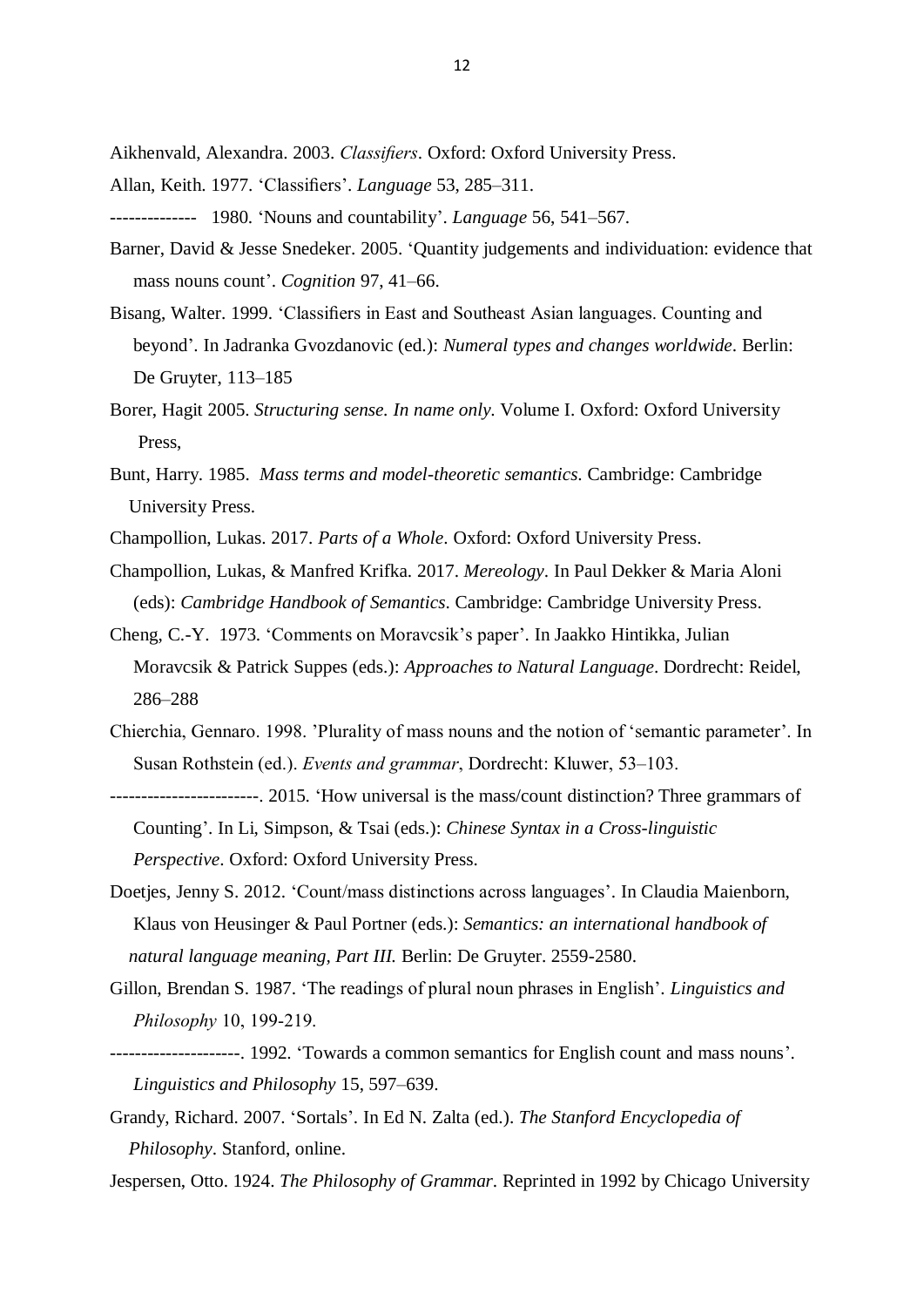Aikhenvald, Alexandra. 2003. *Classifiers*. Oxford: Oxford University Press.

Allan, Keith. 1977. 'Classifiers'. *Language* 53, 285–311.

-------------- 1980. 'Nouns and countability'. *Language* 56, 541–567.

Barner, David & Jesse Snedeker. 2005. 'Quantity judgements and individuation: evidence that mass nouns count'. *Cognition* 97, 41–66.

Bisang, Walter. 1999. 'Classifiers in East and Southeast Asian languages. Counting and beyond'. In Jadranka Gvozdanovic (ed.): *Numeral types and changes worldwide*. Berlin: De Gruyter, 113–185

Borer, Hagit 2005. *Structuring sense. In name only.* Volume I. Oxford: Oxford University Press,

Bunt, Harry. 1985. *Mass terms and model-theoretic semantics*. Cambridge: Cambridge University Press.

Champollion, Lukas. 2017. *Parts of a Whole*. Oxford: Oxford University Press.

Champollion, Lukas, & Manfred Krifka. 2017. *Mereology*. In Paul Dekker & Maria Aloni (eds): *Cambridge Handbook of Semantics*. Cambridge: Cambridge University Press.

Cheng, C.-Y. 1973. 'Comments on Moravcsik's paper'. In Jaakko Hintikka, Julian Moravcsik & Patrick Suppes (eds.): *Approaches to Natural Language*. Dordrecht: Reidel, 286–288

Chierchia, Gennaro. 1998. 'Plurality of mass nouns and the notion of 'semantic parameter'. In Susan Rothstein (ed.). *Events and grammar*, Dordrecht: Kluwer, 53–103.

------------------------. 2015. 'How universal is the mass/count distinction? Three grammars of Counting'. In Li, Simpson, & Tsai (eds.): *Chinese Syntax in a Cross-linguistic Perspective*. Oxford: Oxford University Press.

Doetjes, Jenny S. 2012. 'Count/mass distinctions across languages'. In Claudia Maienborn, Klaus von Heusinger & Paul Portner (eds.): *Semantics: an international handbook of natural language meaning, Part III.* Berlin: De Gruyter. 2559-2580.

Gillon, Brendan S. 1987. 'The readings of plural noun phrases in English'. *Linguistics and Philosophy* 10, 199-219.

---------------------. 1992. 'Towards a common semantics for English count and mass nouns'. *Linguistics and Philosophy* 15, 597–639.

Grandy, Richard. 2007. 'Sortals'. In Ed N. Zalta (ed.). *The Stanford Encyclopedia of Philosophy*. Stanford, online.

Jespersen, Otto. 1924. *The Philosophy of Grammar*. Reprinted in 1992 by Chicago University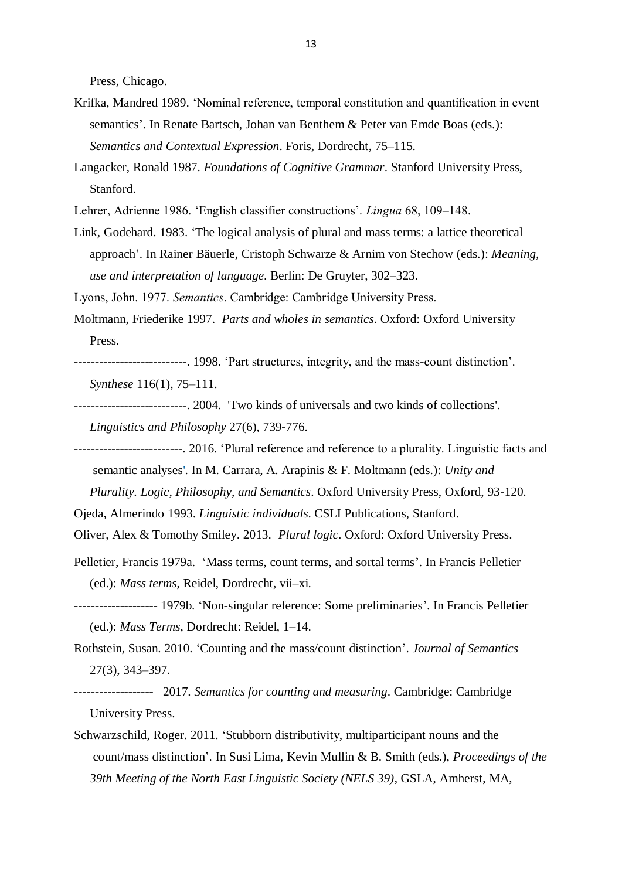Press, Chicago.

Krifka, Mandred 1989. 'Nominal reference, temporal constitution and quantification in event semantics'. In Renate Bartsch, Johan van Benthem & Peter van Emde Boas (eds.): *Semantics and Contextual Expression*. Foris, Dordrecht, 75–115.

Langacker, Ronald 1987. *Foundations of Cognitive Grammar*. Stanford University Press, Stanford.

Lehrer, Adrienne 1986. 'English classifier constructions'. *Lingua* 68, 109–148.

Link, Godehard. 1983. 'The logical analysis of plural and mass terms: a lattice theoretical approach'. In Rainer Bäuerle, Cristoph Schwarze & Arnim von Stechow (eds.): *Meaning, use and interpretation of language*. Berlin: De Gruyter, 302–323.

Lyons, John. 1977. *Semantics*. Cambridge: Cambridge University Press.

Moltmann, Friederike 1997. *Parts and wholes in semantics*. Oxford: Oxford University Press.

---------------------------. 1998. 'Part structures, integrity, and the mass-count distinction'. *Synthese* 116(1), 75–111.

---------------------------. 2004. 'Two kinds of universals and two kinds of collections'. *Linguistics and Philosophy* 27(6), 739-776.

--------------------------. 2016. 'Plural reference and reference to a plurality. Linguistic facts and semantic analyses'. In M. Carrara, A. Arapinis & F. Moltmann (eds.): *Unity and Plurality. Logic, Philosophy, and Semantics*. Oxford University Press, Oxford, 93-120.

Ojeda, Almerindo 1993. *Linguistic individuals*. CSLI Publications, Stanford.

Oliver, Alex & Tomothy Smiley. 2013. *Plural logic*. Oxford: Oxford University Press.

Pelletier, Francis 1979a. 'Mass terms, count terms, and sortal terms'. In Francis Pelletier (ed.): *Mass terms*, Reidel, Dordrecht, vii–xi.

-------------------- 1979b. 'Non-singular reference: Some preliminaries'. In Francis Pelletier (ed.): *Mass Terms*, Dordrecht: Reidel, 1–14.

Rothstein, Susan. 2010. 'Counting and the mass/count distinction'. *Journal of Semantics* 27(3), 343–397.

------------------- 2017. *Semantics for counting and measuring*. Cambridge: Cambridge University Press.

Schwarzschild, Roger. 2011. 'Stubborn distributivity, multiparticipant nouns and the count/mass distinction'. In Susi Lima, Kevin Mullin & B. Smith (eds.), *Proceedings of the 39th Meeting of the North East Linguistic Society (NELS 39)*, GSLA, Amherst, MA,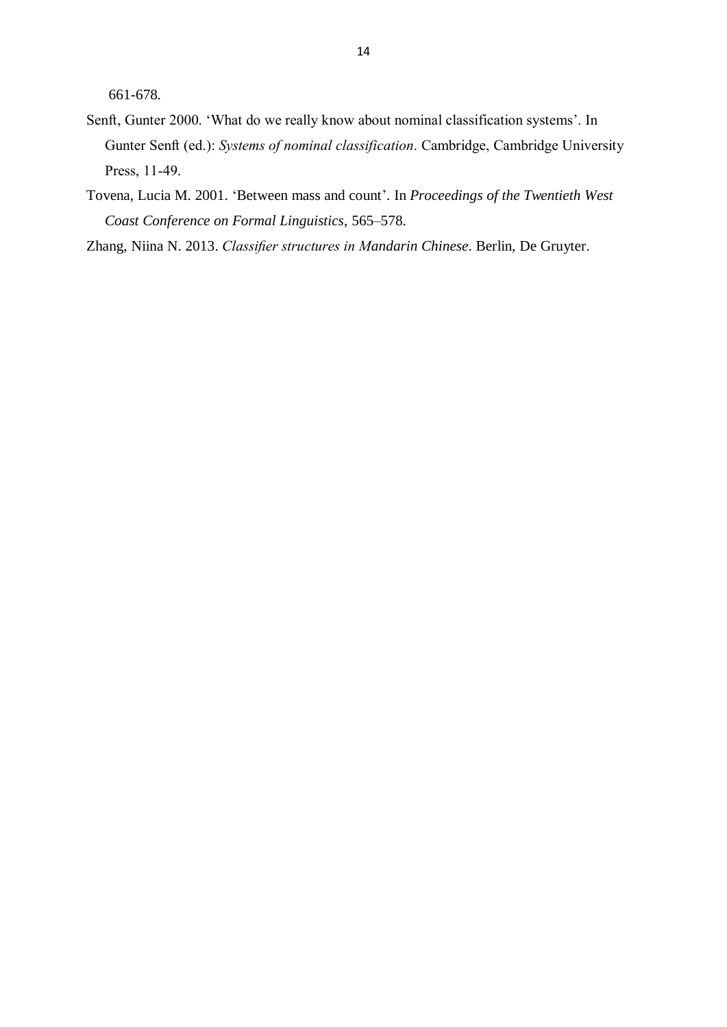661-678.

Senft, Gunter 2000. 'What do we really know about nominal classification systems'. In Gunter Senft (ed.): *Systems of nominal classification*. Cambridge, Cambridge University Press, 11-49.

Tovena, Lucia M. 2001. 'Between mass and count'. In *Proceedings of the Twentieth West Coast Conference on Formal Linguistics*, 565–578.

Zhang, Niina N. 2013. *Classifier structures in Mandarin Chinese*. Berlin, De Gruyter.